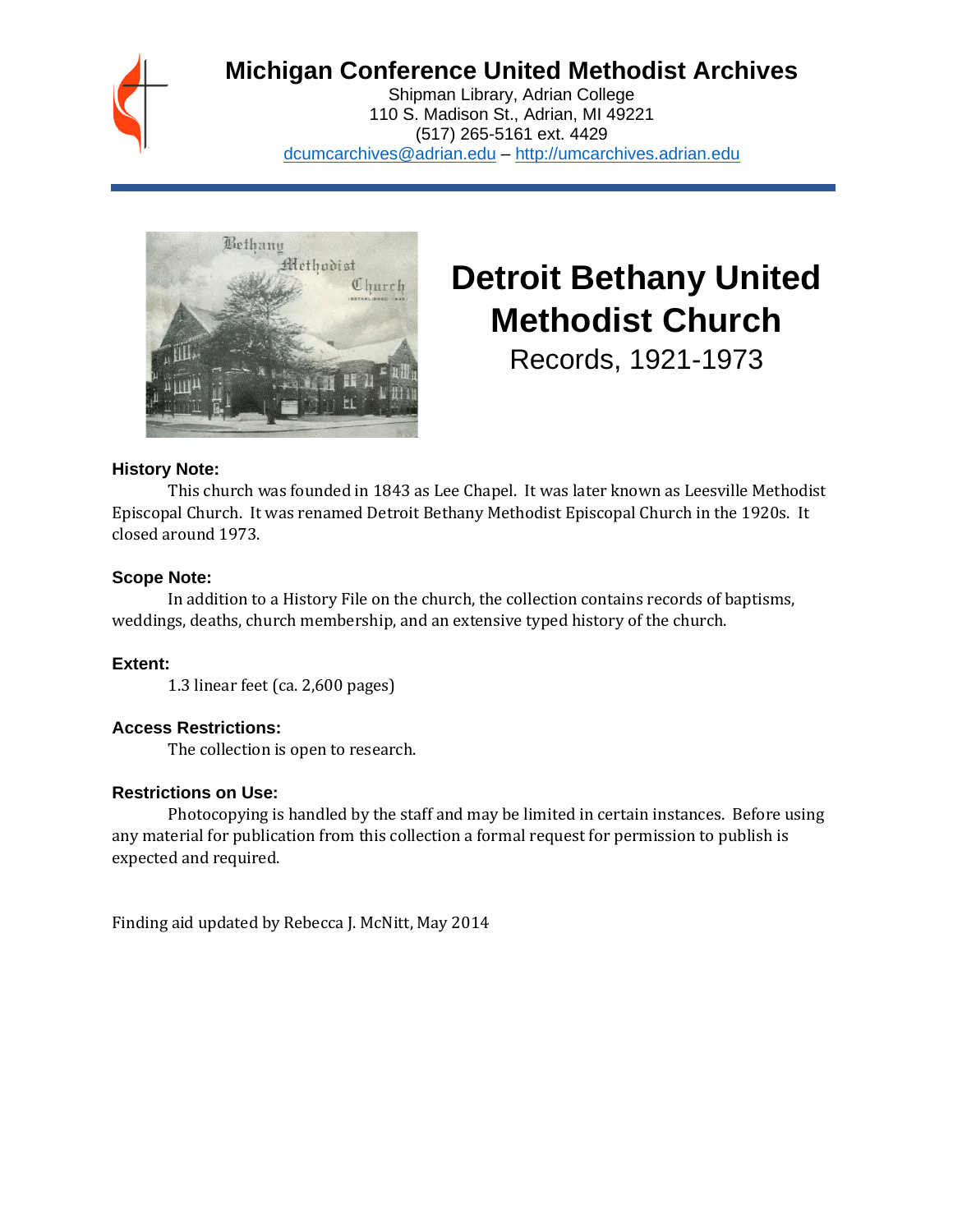# Michigan Conference United Methodist Archives

Shipman Library, Adrian College
110 S. Madison St., Adrian, MI 49221
(517) 265-5161 ext. 4429
dcumcarchives@adrian.edu – http://umcarchives.adrian.edu

# Detroit Bethany United Methodist Church

## Records, 1921-1973

### History Note:

This church was founded in 1843 as Lee Chapel. It was later known as Leesville Methodist Episcopal Church. It was renamed Detroit Bethany Methodist Episcopal Church in the 1920s. It closed around 1973.

### Scope Note:

In addition to a History File on the church, the collection contains records of baptisms, weddings, deaths, church membership, and an extensive typed history of the church.

### Extent:

1.3 linear feet (ca. 2,600 pages)

### Access Restrictions:

The collection is open to research.

### Restrictions on Use:

Photocopying is handled by the staff and may be limited in certain instances. Before using any material for publication from this collection a formal request for permission to publish is expected and required.

Finding aid updated by Rebecca J. McNitt, May 2014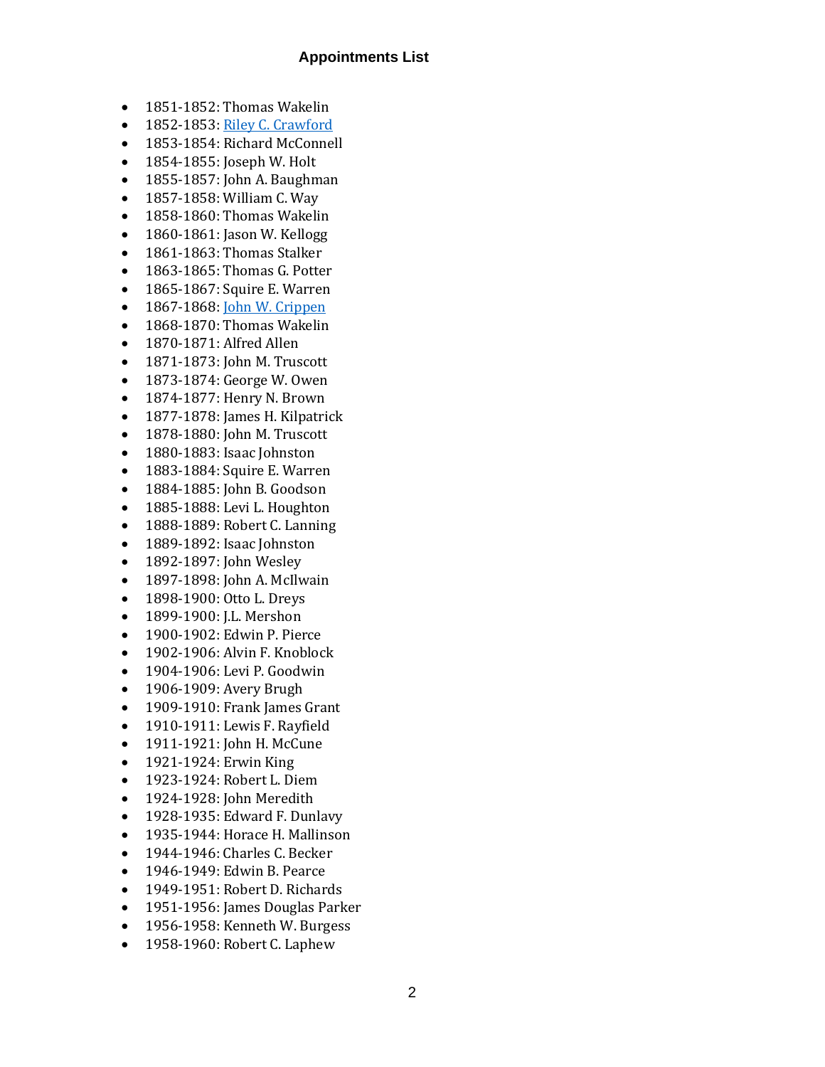**Appointments List**

- 1851-1852: Thomas Wakelin
- 1852-1853: Riley C. Crawford
- 1853-1854: Richard McConnell
- 1854-1855: Joseph W. Holt
- 1855-1857: John A. Baughman
- 1857-1858: William C. Way
- 1858-1860: Thomas Wakelin
- 1860-1861: Jason W. Kellogg
- 1861-1863: Thomas Stalker
- 1863-1865: Thomas G. Potter
- 1865-1867: Squire E. Warren
- 1867-1868: John W. Crippen
- 1868-1870: Thomas Wakelin
- 1870-1871: Alfred Allen
- 1871-1873: John M. Truscott
- 1873-1874: George W. Owen
- 1874-1877: Henry N. Brown
- 1877-1878: James H. Kilpatrick
- 1878-1880: John M. Truscott
- 1880-1883: Isaac Johnston
- 1883-1884: Squire E. Warren
- 1884-1885: John B. Goodson
- 1885-1888: Levi L. Houghton
- 1888-1889: Robert C. Lanning
- 1889-1892: Isaac Johnston
- 1892-1897: John Wesley
- 1897-1898: John A. McIlwain
- 1898-1900: Otto L. Dreys
- 1899-1900: J.L. Mershon
- 1900-1902: Edwin P. Pierce
- 1902-1906: Alvin F. Knoblock
- 1904-1906: Levi P. Goodwin
- 1906-1909: Avery Brugh
- 1909-1910: Frank James Grant
- 1910-1911: Lewis F. Rayfield
- 1911-1921: John H. McCune
- 1921-1924: Erwin King
- 1923-1924: Robert L. Diem
- 1924-1928: John Meredith
- 1928-1935: Edward F. Dunlavy
- 1935-1944: Horace H. Mallinson
- 1944-1946: Charles C. Becker
- 1946-1949: Edwin B. Pearce
- 1949-1951: Robert D. Richards
- 1951-1956: James Douglas Parker
- 1956-1958: Kenneth W. Burgess
- 1958-1960: Robert C. Laphew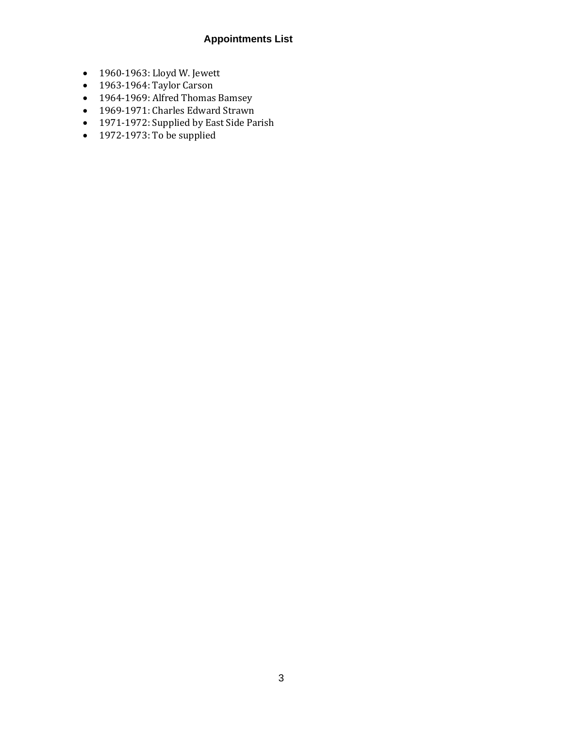## Appointments List

- 1960-1963: Lloyd W. Jewett
- 1963-1964: Taylor Carson
- 1964-1969: Alfred Thomas Bamsey
- 1969-1971: Charles Edward Strawn
- 1971-1972: Supplied by East Side Parish
- 1972-1973: To be supplied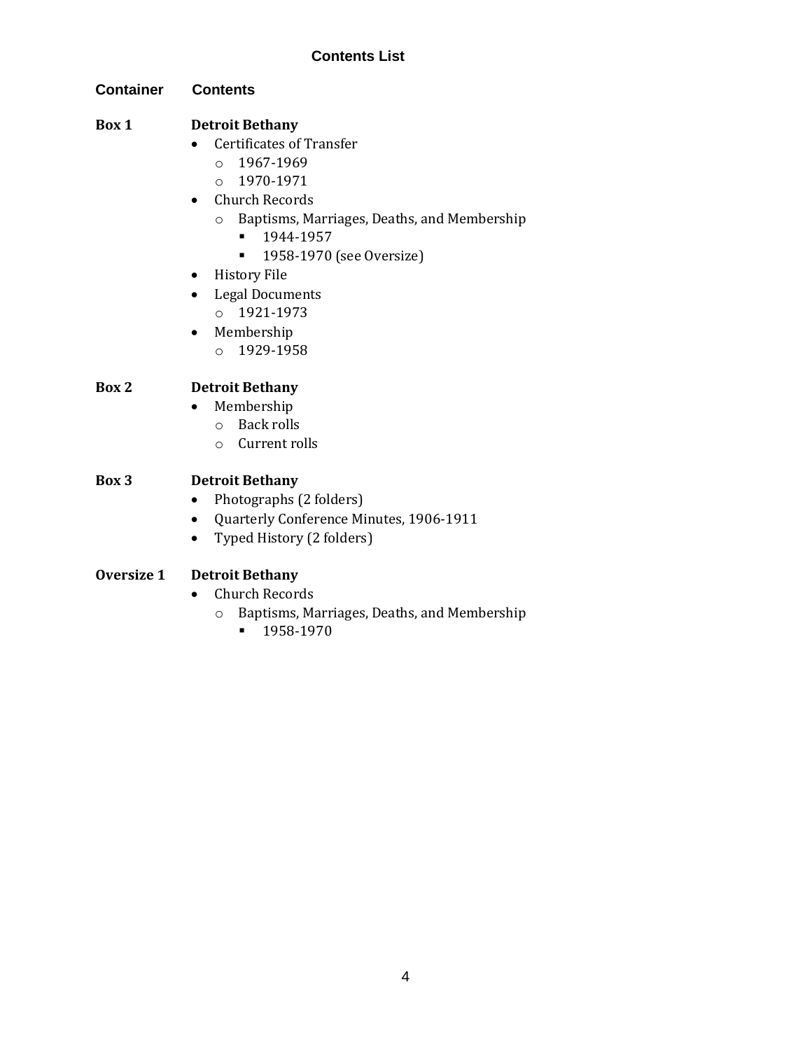## Contents List

**Container** **Contents**

**Box 1** **Detroit Bethany**

- Certificates of Transfer
  - 1967-1969
  - 1970-1971
- Church Records
  - Baptisms, Marriages, Deaths, and Membership
    - 1944-1957
    - 1958-1970 (see Oversize)
- History File
- Legal Documents
  - 1921-1973
- Membership
  - 1929-1958

**Box 2** **Detroit Bethany**

- Membership
  - Back rolls
  - Current rolls

**Box 3** **Detroit Bethany**

- Photographs (2 folders)
- Quarterly Conference Minutes, 1906-1911
- Typed History (2 folders)

**Oversize 1** **Detroit Bethany**

- Church Records
  - Baptisms, Marriages, Deaths, and Membership
    - 1958-1970